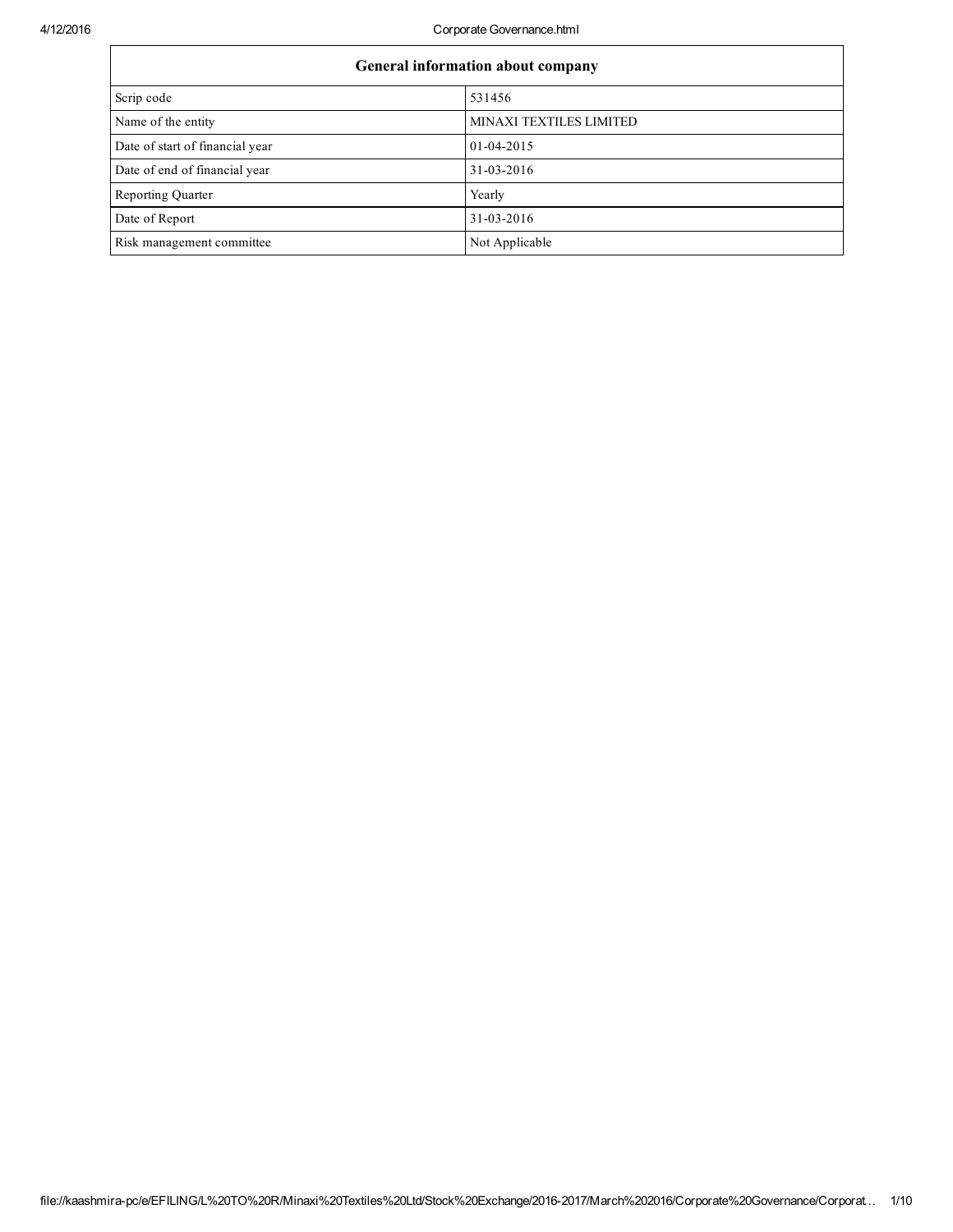| General information about company | |
| --- | --- |
| Scrip code | 531456 |
| Name of the entity | MINAXI TEXTILES LIMITED |
| Date of start of financial year | 01-04-2015 |
| Date of end of financial year | 31-03-2016 |
| Reporting Quarter | Yearly |
| Date of Report | 31-03-2016 |
| Risk management committee | Not Applicable |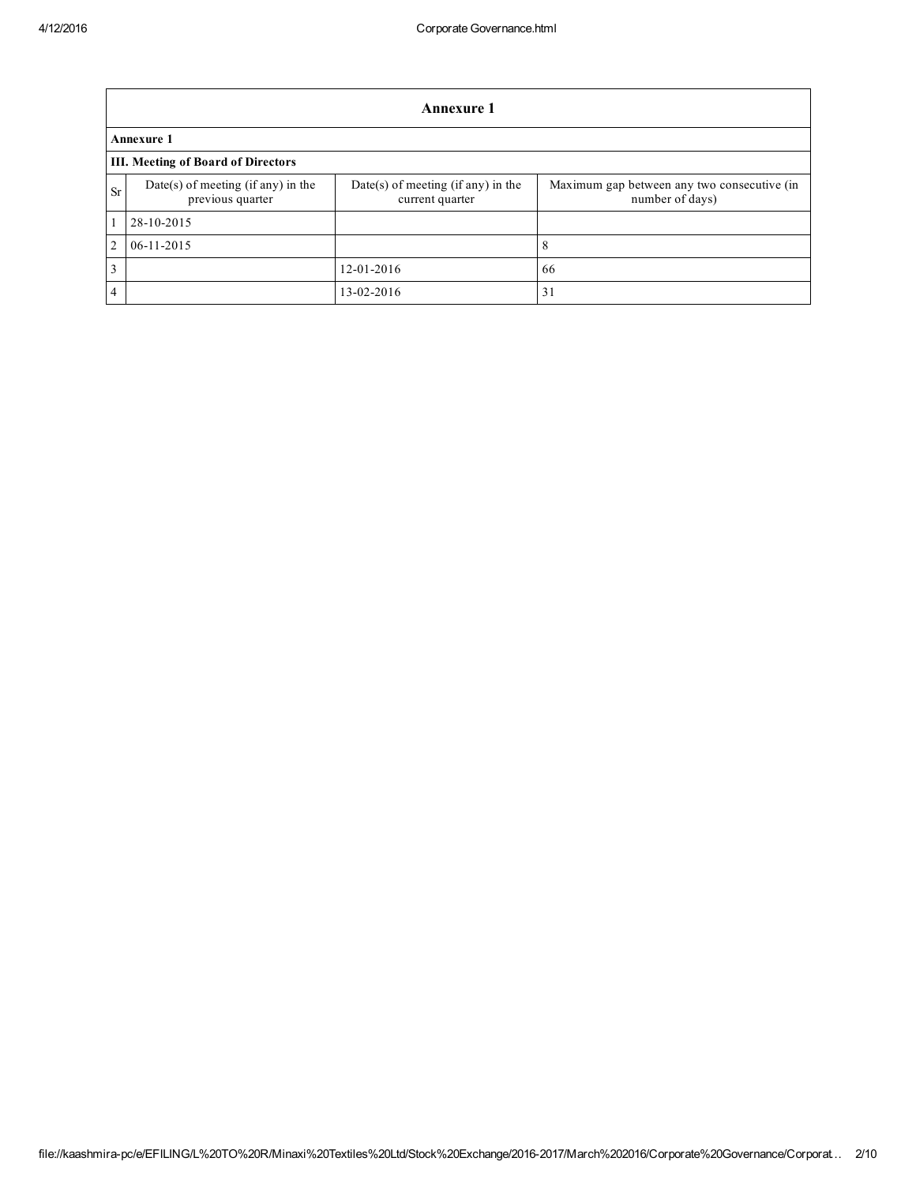| Annexure 1 | | | |
|---|---|---|---|
| **Annexure 1** | | | |
| **III. Meeting of Board of Directors** | | | |
| Sr | Date(s) of meeting (if any) in the previous quarter | Date(s) of meeting (if any) in the current quarter | Maximum gap between any two consecutive (in number of days) |
| 1 | 28-10-2015 | | |
| 2 | 06-11-2015 | | 8 |
| 3 | | 12-01-2016 | 66 |
| 4 | | 13-02-2016 | 31 |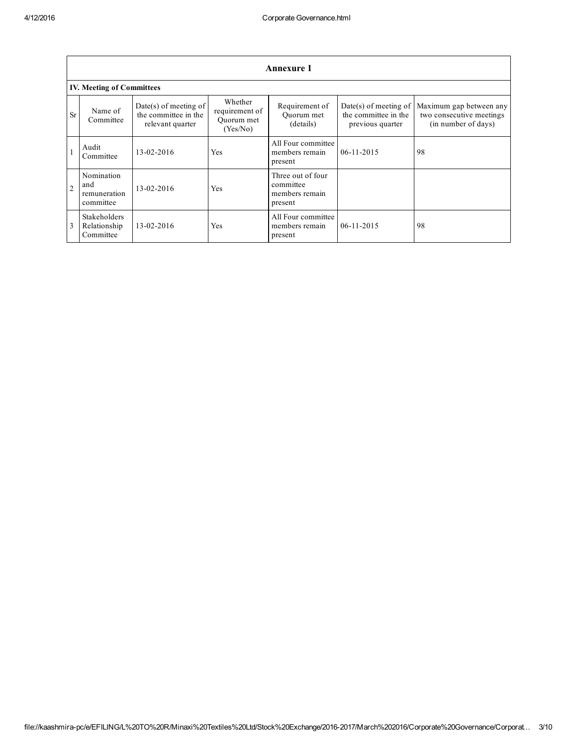## Annexure 1

### IV. Meeting of Committees

| Sr | Name of Committee | Date(s) of meeting of the committee in the relevant quarter | Whether requirement of Quorum met (Yes/No) | Requirement of Quorum met (details) | Date(s) of meeting of the committee in the previous quarter | Maximum gap between any two consecutive meetings (in number of days) |
|---|---|---|---|---|---|---|
| 1 | Audit Committee | 13-02-2016 | Yes | All Four committee members remain present | 06-11-2015 | 98 |
| 2 | Nomination and remuneration committee | 13-02-2016 | Yes | Three out of four committee members remain present | | |
| 3 | Stakeholders Relationship Committee | 13-02-2016 | Yes | All Four committee members remain present | 06-11-2015 | 98 |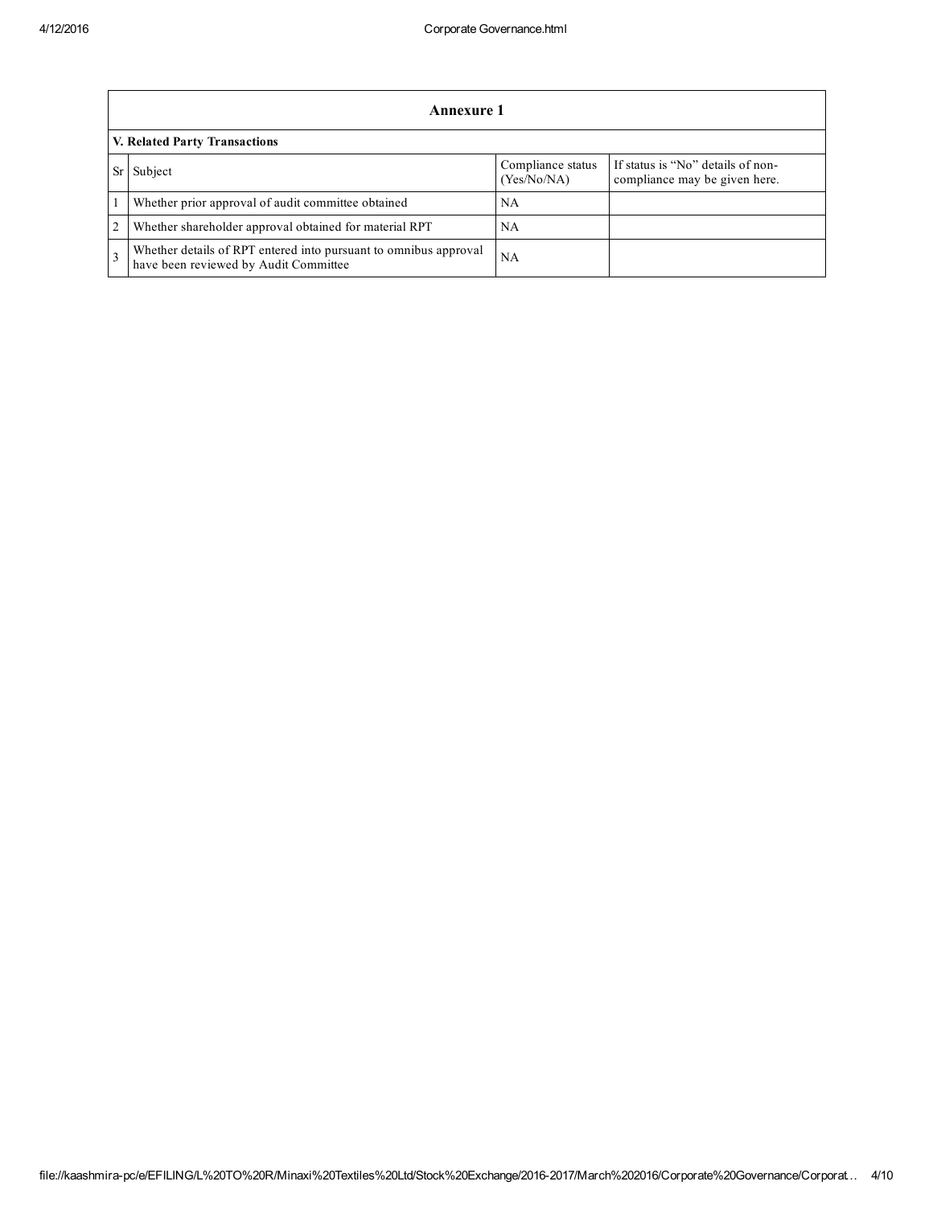## Annexure 1

### V. Related Party Transactions

| Sr | Subject | Compliance status (Yes/No/NA) | If status is "No" details of non-compliance may be given here. |
|---|---|---|---|
| 1 | Whether prior approval of audit committee obtained | NA | |
| 2 | Whether shareholder approval obtained for material RPT | NA | |
| 3 | Whether details of RPT entered into pursuant to omnibus approval have been reviewed by Audit Committee | NA | |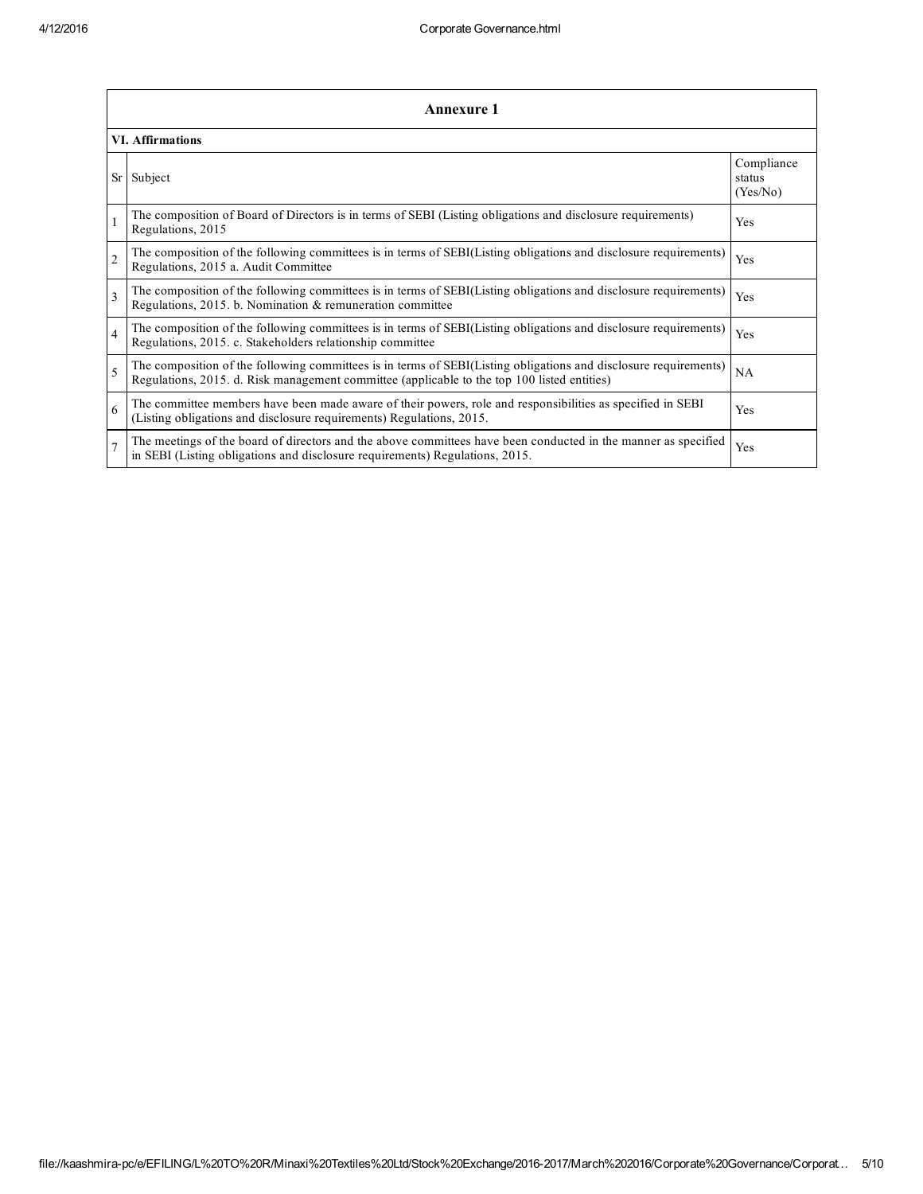## Annexure 1

### VI. Affirmations

| Sr | Subject | Compliance status (Yes/No) |
|---|---|---|
| 1 | The composition of Board of Directors is in terms of SEBI (Listing obligations and disclosure requirements) Regulations, 2015 | Yes |
| 2 | The composition of the following committees is in terms of SEBI(Listing obligations and disclosure requirements) Regulations, 2015 a. Audit Committee | Yes |
| 3 | The composition of the following committees is in terms of SEBI(Listing obligations and disclosure requirements) Regulations, 2015. b. Nomination & remuneration committee | Yes |
| 4 | The composition of the following committees is in terms of SEBI(Listing obligations and disclosure requirements) Regulations, 2015. c. Stakeholders relationship committee | Yes |
| 5 | The composition of the following committees is in terms of SEBI(Listing obligations and disclosure requirements) Regulations, 2015. d. Risk management committee (applicable to the top 100 listed entities) | NA |
| 6 | The committee members have been made aware of their powers, role and responsibilities as specified in SEBI (Listing obligations and disclosure requirements) Regulations, 2015. | Yes |
| 7 | The meetings of the board of directors and the above committees have been conducted in the manner as specified in SEBI (Listing obligations and disclosure requirements) Regulations, 2015. | Yes |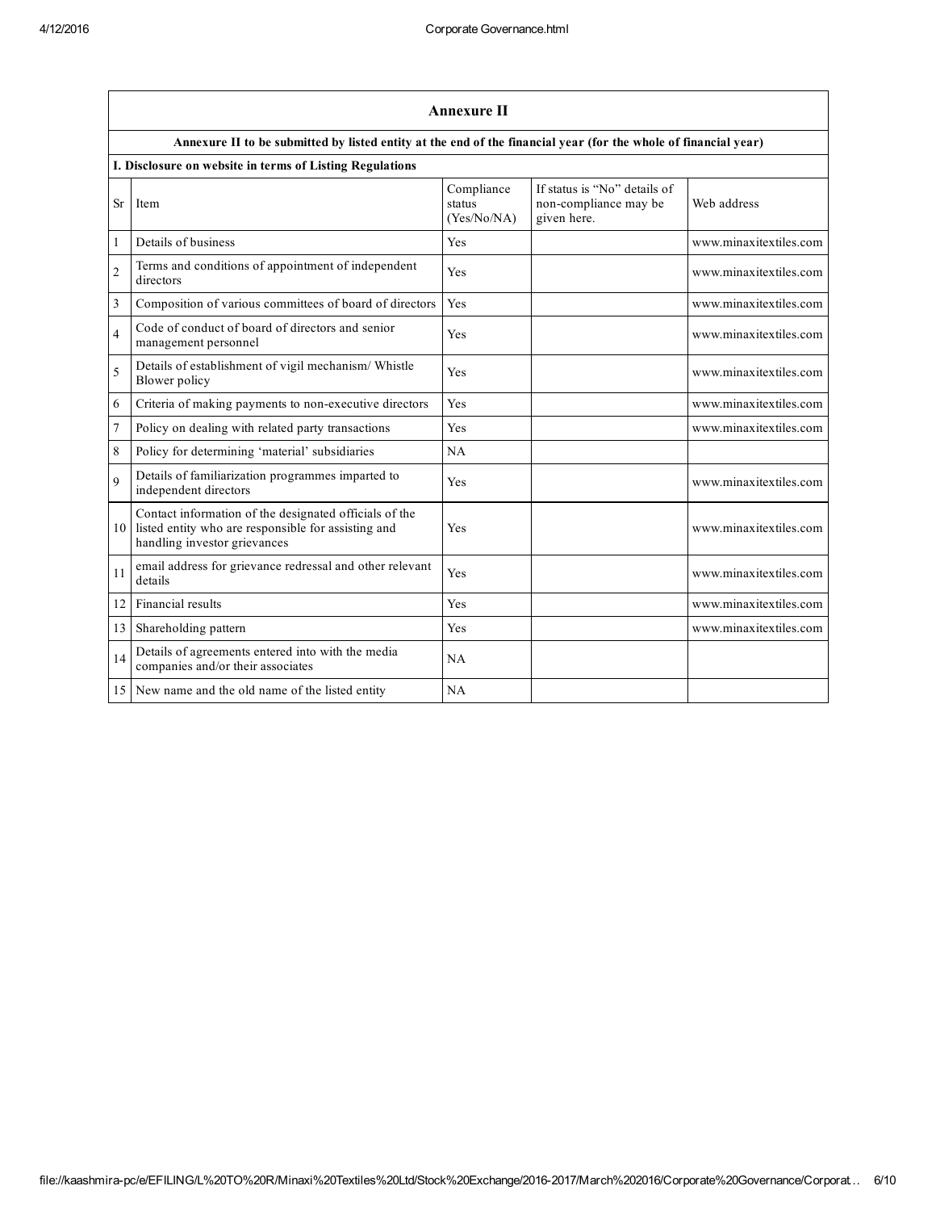## Annexure II

**Annexure II to be submitted by listed entity at the end of the financial year (for the whole of financial year)**

**I. Disclosure on website in terms of Listing Regulations**

| Sr | Item | Compliance status (Yes/No/NA) | If status is "No" details of non-compliance may be given here. | Web address |
|---|---|---|---|---|
| 1 | Details of business | Yes | | www.minaxitextiles.com |
| 2 | Terms and conditions of appointment of independent directors | Yes | | www.minaxitextiles.com |
| 3 | Composition of various committees of board of directors | Yes | | www.minaxitextiles.com |
| 4 | Code of conduct of board of directors and senior management personnel | Yes | | www.minaxitextiles.com |
| 5 | Details of establishment of vigil mechanism/ Whistle Blower policy | Yes | | www.minaxitextiles.com |
| 6 | Criteria of making payments to non-executive directors | Yes | | www.minaxitextiles.com |
| 7 | Policy on dealing with related party transactions | Yes | | www.minaxitextiles.com |
| 8 | Policy for determining 'material' subsidiaries | NA | | |
| 9 | Details of familiarization programmes imparted to independent directors | Yes | | www.minaxitextiles.com |
| 10 | Contact information of the designated officials of the listed entity who are responsible for assisting and handling investor grievances | Yes | | www.minaxitextiles.com |
| 11 | email address for grievance redressal and other relevant details | Yes | | www.minaxitextiles.com |
| 12 | Financial results | Yes | | www.minaxitextiles.com |
| 13 | Shareholding pattern | Yes | | www.minaxitextiles.com |
| 14 | Details of agreements entered into with the media companies and/or their associates | NA | | |
| 15 | New name and the old name of the listed entity | NA | | |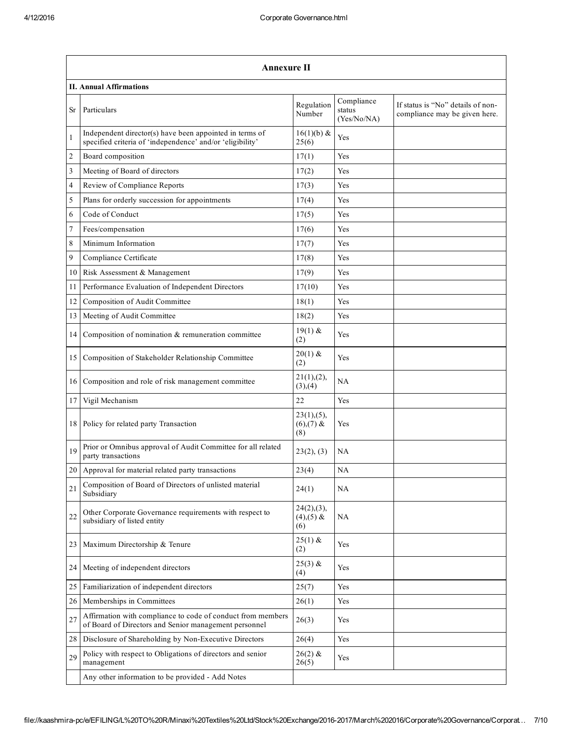## Annexure II

### II. Annual Affirmations

| Sr | Particulars | Regulation Number | Compliance status (Yes/No/NA) | If status is "No" details of non-compliance may be given here. |
|---|---|---|---|---|
| 1 | Independent director(s) have been appointed in terms of specified criteria of 'independence' and/or 'eligibility' | 16(1)(b) & 25(6) | Yes | |
| 2 | Board composition | 17(1) | Yes | |
| 3 | Meeting of Board of directors | 17(2) | Yes | |
| 4 | Review of Compliance Reports | 17(3) | Yes | |
| 5 | Plans for orderly succession for appointments | 17(4) | Yes | |
| 6 | Code of Conduct | 17(5) | Yes | |
| 7 | Fees/compensation | 17(6) | Yes | |
| 8 | Minimum Information | 17(7) | Yes | |
| 9 | Compliance Certificate | 17(8) | Yes | |
| 10 | Risk Assessment & Management | 17(9) | Yes | |
| 11 | Performance Evaluation of Independent Directors | 17(10) | Yes | |
| 12 | Composition of Audit Committee | 18(1) | Yes | |
| 13 | Meeting of Audit Committee | 18(2) | Yes | |
| 14 | Composition of nomination & remuneration committee | 19(1) & (2) | Yes | |
| 15 | Composition of Stakeholder Relationship Committee | 20(1) & (2) | Yes | |
| 16 | Composition and role of risk management committee | 21(1),(2),(3),(4) | NA | |
| 17 | Vigil Mechanism | 22 | Yes | |
| 18 | Policy for related party Transaction | 23(1),(5),(6),(7) & (8) | Yes | |
| 19 | Prior or Omnibus approval of Audit Committee for all related party transactions | 23(2), (3) | NA | |
| 20 | Approval for material related party transactions | 23(4) | NA | |
| 21 | Composition of Board of Directors of unlisted material Subsidiary | 24(1) | NA | |
| 22 | Other Corporate Governance requirements with respect to subsidiary of listed entity | 24(2),(3),(4),(5) & (6) | NA | |
| 23 | Maximum Directorship & Tenure | 25(1) & (2) | Yes | |
| 24 | Meeting of independent directors | 25(3) & (4) | Yes | |
| 25 | Familiarization of independent directors | 25(7) | Yes | |
| 26 | Memberships in Committees | 26(1) | Yes | |
| 27 | Affirmation with compliance to code of conduct from members of Board of Directors and Senior management personnel | 26(3) | Yes | |
| 28 | Disclosure of Shareholding by Non-Executive Directors | 26(4) | Yes | |
| 29 | Policy with respect to Obligations of directors and senior management | 26(2) & 26(5) | Yes | |
| | Any other information to be provided - Add Notes | | | |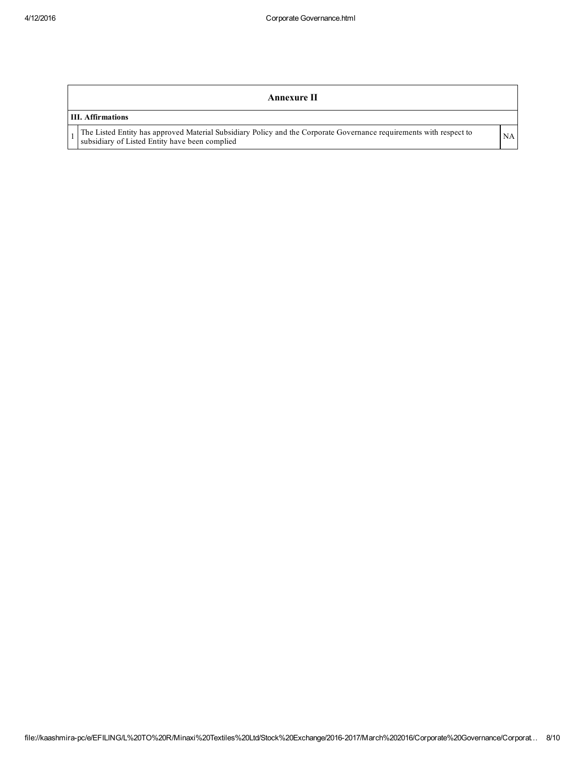| Annexure II | | |
|---|---|---|
| **III. Affirmations** | | |
| 1 | The Listed Entity has approved Material Subsidiary Policy and the Corporate Governance requirements with respect to subsidiary of Listed Entity have been complied | NA |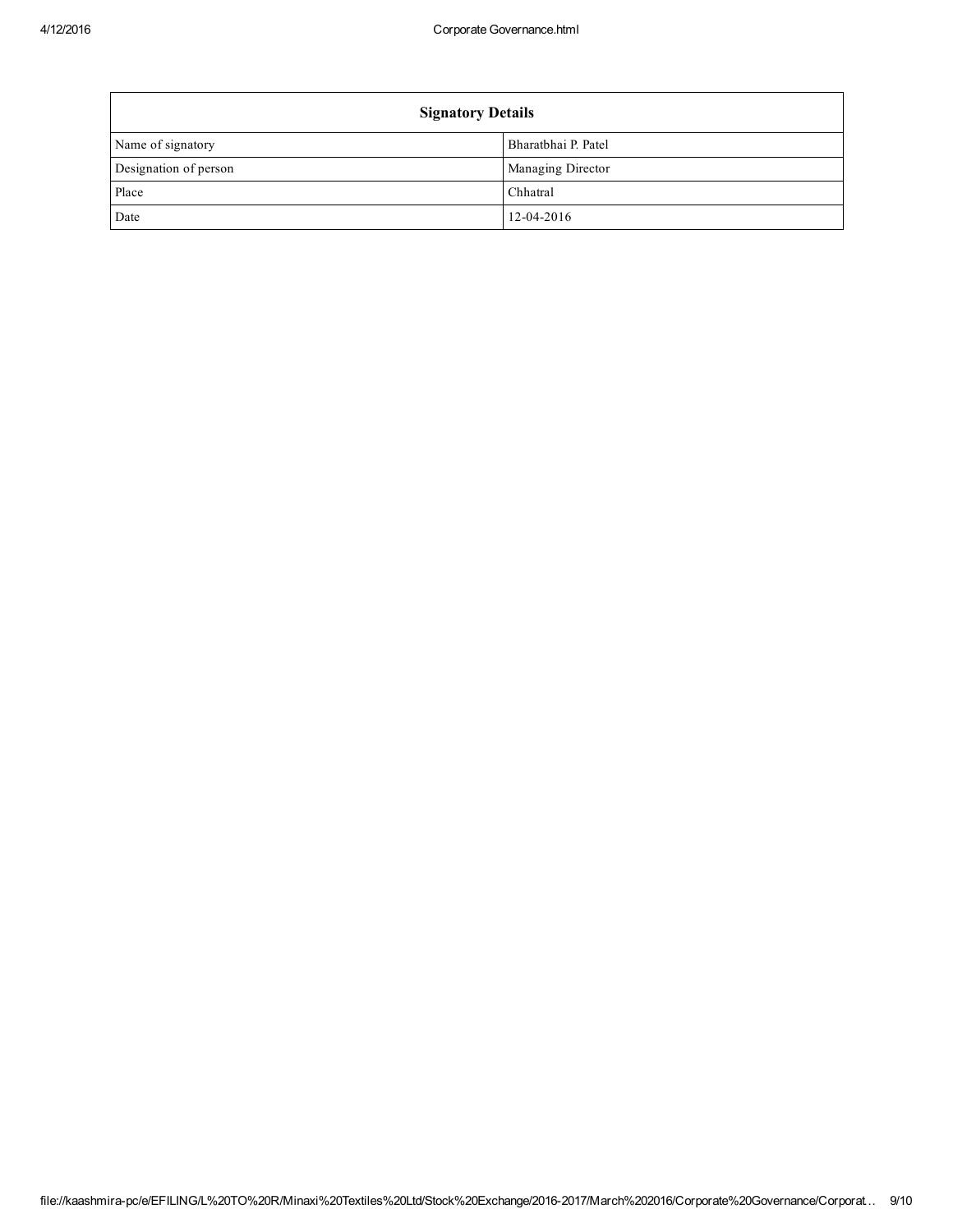| Signatory Details | |
|---|---|
| Name of signatory | Bharatbhai P. Patel |
| Designation of person | Managing Director |
| Place | Chhatral |
| Date | 12-04-2016 |